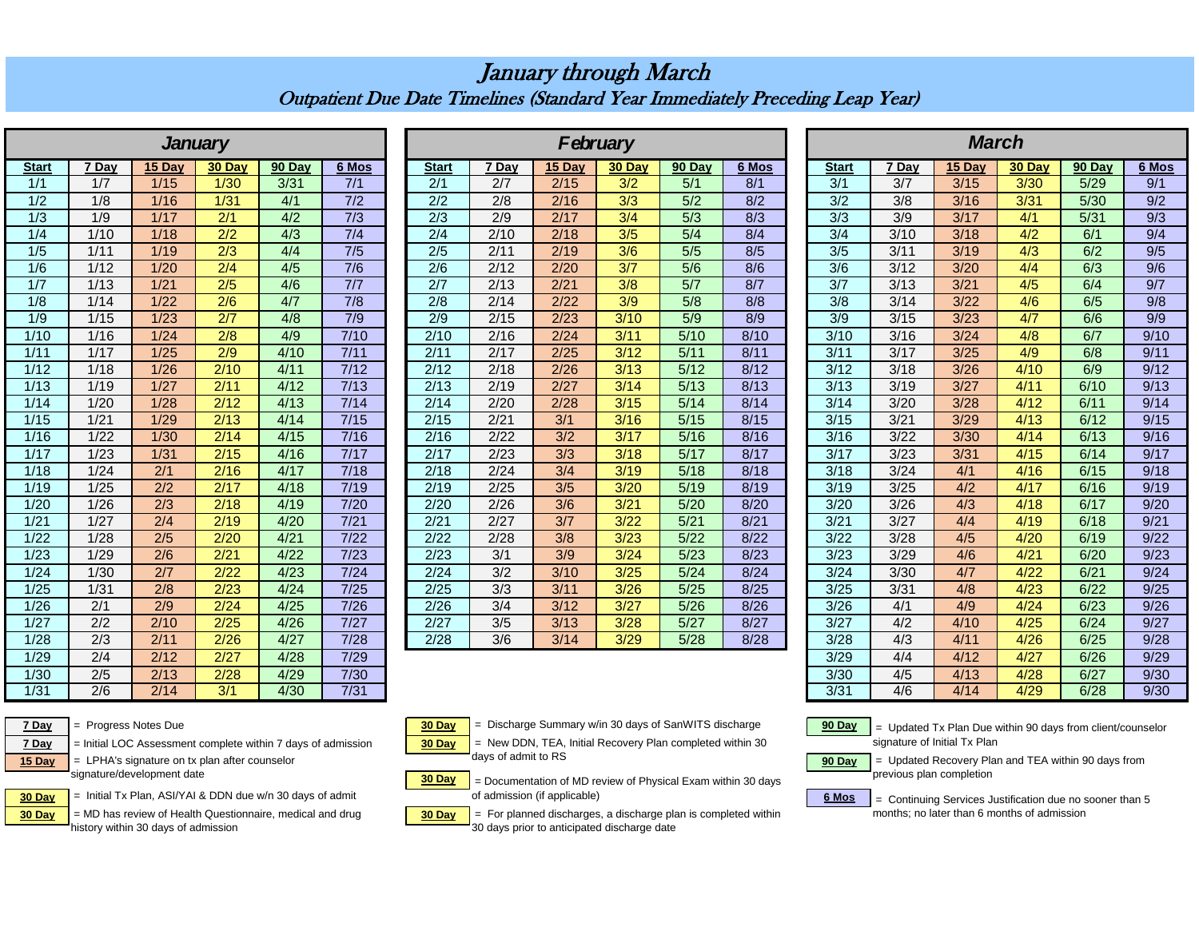# *January through March*

## *Outpatient Due Date Timelines (Standard Year Immediately Preceding Leap Year)*

### January

| Start | 7 Day | 15 Day | 30 Day | 90 Day | 6 Mos |
|---|---|---|---|---|---|
| 1/1 | 1/7 | 1/15 | 1/30 | 3/31 | 7/1 |
| 1/2 | 1/8 | 1/16 | 1/31 | 4/1 | 7/2 |
| 1/3 | 1/9 | 1/17 | 2/1 | 4/2 | 7/3 |
| 1/4 | 1/10 | 1/18 | 2/2 | 4/3 | 7/4 |
| 1/5 | 1/11 | 1/19 | 2/3 | 4/4 | 7/5 |
| 1/6 | 1/12 | 1/20 | 2/4 | 4/5 | 7/6 |
| 1/7 | 1/13 | 1/21 | 2/5 | 4/6 | 7/7 |
| 1/8 | 1/14 | 1/22 | 2/6 | 4/7 | 7/8 |
| 1/9 | 1/15 | 1/23 | 2/7 | 4/8 | 7/9 |
| 1/10 | 1/16 | 1/24 | 2/8 | 4/9 | 7/10 |
| 1/11 | 1/17 | 1/25 | 2/9 | 4/10 | 7/11 |
| 1/12 | 1/18 | 1/26 | 2/10 | 4/11 | 7/12 |
| 1/13 | 1/19 | 1/27 | 2/11 | 4/12 | 7/13 |
| 1/14 | 1/20 | 1/28 | 2/12 | 4/13 | 7/14 |
| 1/15 | 1/21 | 1/29 | 2/13 | 4/14 | 7/15 |
| 1/16 | 1/22 | 1/30 | 2/14 | 4/15 | 7/16 |
| 1/17 | 1/23 | 1/31 | 2/15 | 4/16 | 7/17 |
| 1/18 | 1/24 | 2/1 | 2/16 | 4/17 | 7/18 |
| 1/19 | 1/25 | 2/2 | 2/17 | 4/18 | 7/19 |
| 1/20 | 1/26 | 2/3 | 2/18 | 4/19 | 7/20 |
| 1/21 | 1/27 | 2/4 | 2/19 | 4/20 | 7/21 |
| 1/22 | 1/28 | 2/5 | 2/20 | 4/21 | 7/22 |
| 1/23 | 1/29 | 2/6 | 2/21 | 4/22 | 7/23 |
| 1/24 | 1/30 | 2/7 | 2/22 | 4/23 | 7/24 |
| 1/25 | 1/31 | 2/8 | 2/23 | 4/24 | 7/25 |
| 1/26 | 2/1 | 2/9 | 2/24 | 4/25 | 7/26 |
| 1/27 | 2/2 | 2/10 | 2/25 | 4/26 | 7/27 |
| 1/28 | 2/3 | 2/11 | 2/26 | 4/27 | 7/28 |
| 1/29 | 2/4 | 2/12 | 2/27 | 4/28 | 7/29 |
| 1/30 | 2/5 | 2/13 | 2/28 | 4/29 | 7/30 |
| 1/31 | 2/6 | 2/14 | 3/1 | 4/30 | 7/31 |

### February

| Start | 7 Day | 15 Day | 30 Day | 90 Day | 6 Mos |
|---|---|---|---|---|---|
| 2/1 | 2/7 | 2/15 | 3/2 | 5/1 | 8/1 |
| 2/2 | 2/8 | 2/16 | 3/3 | 5/2 | 8/2 |
| 2/3 | 2/9 | 2/17 | 3/4 | 5/3 | 8/3 |
| 2/4 | 2/10 | 2/18 | 3/5 | 5/4 | 8/4 |
| 2/5 | 2/11 | 2/19 | 3/6 | 5/5 | 8/5 |
| 2/6 | 2/12 | 2/20 | 3/7 | 5/6 | 8/6 |
| 2/7 | 2/13 | 2/21 | 3/8 | 5/7 | 8/7 |
| 2/8 | 2/14 | 2/22 | 3/9 | 5/8 | 8/8 |
| 2/9 | 2/15 | 2/23 | 3/10 | 5/9 | 8/9 |
| 2/10 | 2/16 | 2/24 | 3/11 | 5/10 | 8/10 |
| 2/11 | 2/17 | 2/25 | 3/12 | 5/11 | 8/11 |
| 2/12 | 2/18 | 2/26 | 3/13 | 5/12 | 8/12 |
| 2/13 | 2/19 | 2/27 | 3/14 | 5/13 | 8/13 |
| 2/14 | 2/20 | 2/28 | 3/15 | 5/14 | 8/14 |
| 2/15 | 2/21 | 3/1 | 3/16 | 5/15 | 8/15 |
| 2/16 | 2/22 | 3/2 | 3/17 | 5/16 | 8/16 |
| 2/17 | 2/23 | 3/3 | 3/18 | 5/17 | 8/17 |
| 2/18 | 2/24 | 3/4 | 3/19 | 5/18 | 8/18 |
| 2/19 | 2/25 | 3/5 | 3/20 | 5/19 | 8/19 |
| 2/20 | 2/26 | 3/6 | 3/21 | 5/20 | 8/20 |
| 2/21 | 2/27 | 3/7 | 3/22 | 5/21 | 8/21 |
| 2/22 | 2/28 | 3/8 | 3/23 | 5/22 | 8/22 |
| 2/23 | 3/1 | 3/9 | 3/24 | 5/23 | 8/23 |
| 2/24 | 3/2 | 3/10 | 3/25 | 5/24 | 8/24 |
| 2/25 | 3/3 | 3/11 | 3/26 | 5/25 | 8/25 |
| 2/26 | 3/4 | 3/12 | 3/27 | 5/26 | 8/26 |
| 2/27 | 3/5 | 3/13 | 3/28 | 5/27 | 8/27 |
| 2/28 | 3/6 | 3/14 | 3/29 | 5/28 | 8/28 |

### March

| Start | 7 Day | 15 Day | 30 Day | 90 Day | 6 Mos |
|---|---|---|---|---|---|
| 3/1 | 3/7 | 3/15 | 3/30 | 5/29 | 9/1 |
| 3/2 | 3/8 | 3/16 | 3/31 | 5/30 | 9/2 |
| 3/3 | 3/9 | 3/17 | 4/1 | 5/31 | 9/3 |
| 3/4 | 3/10 | 3/18 | 4/2 | 6/1 | 9/4 |
| 3/5 | 3/11 | 3/19 | 4/3 | 6/2 | 9/5 |
| 3/6 | 3/12 | 3/20 | 4/4 | 6/3 | 9/6 |
| 3/7 | 3/13 | 3/21 | 4/5 | 6/4 | 9/7 |
| 3/8 | 3/14 | 3/22 | 4/6 | 6/5 | 9/8 |
| 3/9 | 3/15 | 3/23 | 4/7 | 6/6 | 9/9 |
| 3/10 | 3/16 | 3/24 | 4/8 | 6/7 | 9/10 |
| 3/11 | 3/17 | 3/25 | 4/9 | 6/8 | 9/11 |
| 3/12 | 3/18 | 3/26 | 4/10 | 6/9 | 9/12 |
| 3/13 | 3/19 | 3/27 | 4/11 | 6/10 | 9/13 |
| 3/14 | 3/20 | 3/28 | 4/12 | 6/11 | 9/14 |
| 3/15 | 3/21 | 3/29 | 4/13 | 6/12 | 9/15 |
| 3/16 | 3/22 | 3/30 | 4/14 | 6/13 | 9/16 |
| 3/17 | 3/23 | 3/31 | 4/15 | 6/14 | 9/17 |
| 3/18 | 3/24 | 4/1 | 4/16 | 6/15 | 9/18 |
| 3/19 | 3/25 | 4/2 | 4/17 | 6/16 | 9/19 |
| 3/20 | 3/26 | 4/3 | 4/18 | 6/17 | 9/20 |
| 3/21 | 3/27 | 4/4 | 4/19 | 6/18 | 9/21 |
| 3/22 | 3/28 | 4/5 | 4/20 | 6/19 | 9/22 |
| 3/23 | 3/29 | 4/6 | 4/21 | 6/20 | 9/23 |
| 3/24 | 3/30 | 4/7 | 4/22 | 6/21 | 9/24 |
| 3/25 | 3/31 | 4/8 | 4/23 | 6/22 | 9/25 |
| 3/26 | 4/1 | 4/9 | 4/24 | 6/23 | 9/26 |
| 3/27 | 4/2 | 4/10 | 4/25 | 6/24 | 9/27 |
| 3/28 | 4/3 | 4/11 | 4/26 | 6/25 | 9/28 |
| 3/29 | 4/4 | 4/12 | 4/27 | 6/26 | 9/29 |
| 3/30 | 4/5 | 4/13 | 4/28 | 6/27 | 9/30 |
| 3/31 | 4/6 | 4/14 | 4/29 | 6/28 | 9/30 |

**7 Day** = Progress Notes Due

**7 Day** = Initial LOC Assessment complete within 7 days of admission

**15 Day** = LPHA's signature on tx plan after counselor signature/development date

**30 Day** = Initial Tx Plan, ASI/YAI & DDN due w/n 30 days of admit

**30 Day** = MD has review of Health Questionnaire, medical and drug history within 30 days of admission

**30 Day** = Discharge Summary w/in 30 days of SanWITS discharge

**30 Day** = New DDN, TEA, Initial Recovery Plan completed within 30 days of admit to RS

**30 Day** = Documentation of MD review of Physical Exam within 30 days of admission (if applicable)

**30 Day** = For planned discharges, a discharge plan is completed within 30 days prior to anticipated discharge date

**90 Day** = Updated Tx Plan Due within 90 days from client/counselor signature of Initial Tx Plan

**90 Day** = Updated Recovery Plan and TEA within 90 days from previous plan completion

**6 Mos** = Continuing Services Justification due no sooner than 5 months; no later than 6 months of admission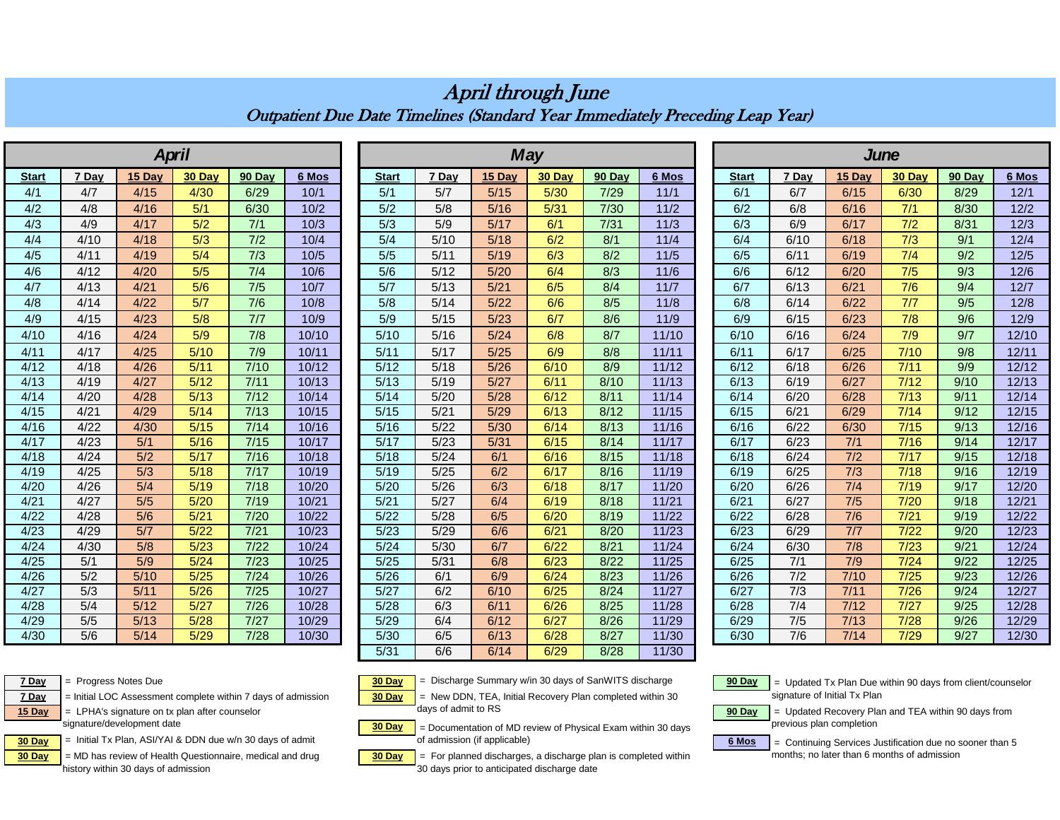# April through June

## Outpatient Due Date Timelines (Standard Year Immediately Preceding Leap Year)

### April

| Start | 7 Day | 15 Day | 30 Day | 90 Day | 6 Mos |
|---|---|---|---|---|---|
| 4/1 | 4/7 | 4/15 | 4/30 | 6/29 | 10/1 |
| 4/2 | 4/8 | 4/16 | 5/1 | 6/30 | 10/2 |
| 4/3 | 4/9 | 4/17 | 5/2 | 7/1 | 10/3 |
| 4/4 | 4/10 | 4/18 | 5/3 | 7/2 | 10/4 |
| 4/5 | 4/11 | 4/19 | 5/4 | 7/3 | 10/5 |
| 4/6 | 4/12 | 4/20 | 5/5 | 7/4 | 10/6 |
| 4/7 | 4/13 | 4/21 | 5/6 | 7/5 | 10/7 |
| 4/8 | 4/14 | 4/22 | 5/7 | 7/6 | 10/8 |
| 4/9 | 4/15 | 4/23 | 5/8 | 7/7 | 10/9 |
| 4/10 | 4/16 | 4/24 | 5/9 | 7/8 | 10/10 |
| 4/11 | 4/17 | 4/25 | 5/10 | 7/9 | 10/11 |
| 4/12 | 4/18 | 4/26 | 5/11 | 7/10 | 10/12 |
| 4/13 | 4/19 | 4/27 | 5/12 | 7/11 | 10/13 |
| 4/14 | 4/20 | 4/28 | 5/13 | 7/12 | 10/14 |
| 4/15 | 4/21 | 4/29 | 5/14 | 7/13 | 10/15 |
| 4/16 | 4/22 | 4/30 | 5/15 | 7/14 | 10/16 |
| 4/17 | 4/23 | 5/1 | 5/16 | 7/15 | 10/17 |
| 4/18 | 4/24 | 5/2 | 5/17 | 7/16 | 10/18 |
| 4/19 | 4/25 | 5/3 | 5/18 | 7/17 | 10/19 |
| 4/20 | 4/26 | 5/4 | 5/19 | 7/18 | 10/20 |
| 4/21 | 4/27 | 5/5 | 5/20 | 7/19 | 10/21 |
| 4/22 | 4/28 | 5/6 | 5/21 | 7/20 | 10/22 |
| 4/23 | 4/29 | 5/7 | 5/22 | 7/21 | 10/23 |
| 4/24 | 4/30 | 5/8 | 5/23 | 7/22 | 10/24 |
| 4/25 | 5/1 | 5/9 | 5/24 | 7/23 | 10/25 |
| 4/26 | 5/2 | 5/10 | 5/25 | 7/24 | 10/26 |
| 4/27 | 5/3 | 5/11 | 5/26 | 7/25 | 10/27 |
| 4/28 | 5/4 | 5/12 | 5/27 | 7/26 | 10/28 |
| 4/29 | 5/5 | 5/13 | 5/28 | 7/27 | 10/29 |
| 4/30 | 5/6 | 5/14 | 5/29 | 7/28 | 10/30 |

### May

| Start | 7 Day | 15 Day | 30 Day | 90 Day | 6 Mos |
|---|---|---|---|---|---|
| 5/1 | 5/7 | 5/15 | 5/30 | 7/29 | 11/1 |
| 5/2 | 5/8 | 5/16 | 5/31 | 7/30 | 11/2 |
| 5/3 | 5/9 | 5/17 | 6/1 | 7/31 | 11/3 |
| 5/4 | 5/10 | 5/18 | 6/2 | 8/1 | 11/4 |
| 5/5 | 5/11 | 5/19 | 6/3 | 8/2 | 11/5 |
| 5/6 | 5/12 | 5/20 | 6/4 | 8/3 | 11/6 |
| 5/7 | 5/13 | 5/21 | 6/5 | 8/4 | 11/7 |
| 5/8 | 5/14 | 5/22 | 6/6 | 8/5 | 11/8 |
| 5/9 | 5/15 | 5/23 | 6/7 | 8/6 | 11/9 |
| 5/10 | 5/16 | 5/24 | 6/8 | 8/7 | 11/10 |
| 5/11 | 5/17 | 5/25 | 6/9 | 8/8 | 11/11 |
| 5/12 | 5/18 | 5/26 | 6/10 | 8/9 | 11/12 |
| 5/13 | 5/19 | 5/27 | 6/11 | 8/10 | 11/13 |
| 5/14 | 5/20 | 5/28 | 6/12 | 8/11 | 11/14 |
| 5/15 | 5/21 | 5/29 | 6/13 | 8/12 | 11/15 |
| 5/16 | 5/22 | 5/30 | 6/14 | 8/13 | 11/16 |
| 5/17 | 5/23 | 5/31 | 6/15 | 8/14 | 11/17 |
| 5/18 | 5/24 | 6/1 | 6/16 | 8/15 | 11/18 |
| 5/19 | 5/25 | 6/2 | 6/17 | 8/16 | 11/19 |
| 5/20 | 5/26 | 6/3 | 6/18 | 8/17 | 11/20 |
| 5/21 | 5/27 | 6/4 | 6/19 | 8/18 | 11/21 |
| 5/22 | 5/28 | 6/5 | 6/20 | 8/19 | 11/22 |
| 5/23 | 5/29 | 6/6 | 6/21 | 8/20 | 11/23 |
| 5/24 | 5/30 | 6/7 | 6/22 | 8/21 | 11/24 |
| 5/25 | 5/31 | 6/8 | 6/23 | 8/22 | 11/25 |
| 5/26 | 6/1 | 6/9 | 6/24 | 8/23 | 11/26 |
| 5/27 | 6/2 | 6/10 | 6/25 | 8/24 | 11/27 |
| 5/28 | 6/3 | 6/11 | 6/26 | 8/25 | 11/28 |
| 5/29 | 6/4 | 6/12 | 6/27 | 8/26 | 11/29 |
| 5/30 | 6/5 | 6/13 | 6/28 | 8/27 | 11/30 |
| 5/31 | 6/6 | 6/14 | 6/29 | 8/28 | 11/30 |

### June

| Start | 7 Day | 15 Day | 30 Day | 90 Day | 6 Mos |
|---|---|---|---|---|---|
| 6/1 | 6/7 | 6/15 | 6/30 | 8/29 | 12/1 |
| 6/2 | 6/8 | 6/16 | 7/1 | 8/30 | 12/2 |
| 6/3 | 6/9 | 6/17 | 7/2 | 8/31 | 12/3 |
| 6/4 | 6/10 | 6/18 | 7/3 | 9/1 | 12/4 |
| 6/5 | 6/11 | 6/19 | 7/4 | 9/2 | 12/5 |
| 6/6 | 6/12 | 6/20 | 7/5 | 9/3 | 12/6 |
| 6/7 | 6/13 | 6/21 | 7/6 | 9/4 | 12/7 |
| 6/8 | 6/14 | 6/22 | 7/7 | 9/5 | 12/8 |
| 6/9 | 6/15 | 6/23 | 7/8 | 9/6 | 12/9 |
| 6/10 | 6/16 | 6/24 | 7/9 | 9/7 | 12/10 |
| 6/11 | 6/17 | 6/25 | 7/10 | 9/8 | 12/11 |
| 6/12 | 6/18 | 6/26 | 7/11 | 9/9 | 12/12 |
| 6/13 | 6/19 | 6/27 | 7/12 | 9/10 | 12/13 |
| 6/14 | 6/20 | 6/28 | 7/13 | 9/11 | 12/14 |
| 6/15 | 6/21 | 6/29 | 7/14 | 9/12 | 12/15 |
| 6/16 | 6/22 | 6/30 | 7/15 | 9/13 | 12/16 |
| 6/17 | 6/23 | 7/1 | 7/16 | 9/14 | 12/17 |
| 6/18 | 6/24 | 7/2 | 7/17 | 9/15 | 12/18 |
| 6/19 | 6/25 | 7/3 | 7/18 | 9/16 | 12/19 |
| 6/20 | 6/26 | 7/4 | 7/19 | 9/17 | 12/20 |
| 6/21 | 6/27 | 7/5 | 7/20 | 9/18 | 12/21 |
| 6/22 | 6/28 | 7/6 | 7/21 | 9/19 | 12/22 |
| 6/23 | 6/29 | 7/7 | 7/22 | 9/20 | 12/23 |
| 6/24 | 6/30 | 7/8 | 7/23 | 9/21 | 12/24 |
| 6/25 | 7/1 | 7/9 | 7/24 | 9/22 | 12/25 |
| 6/26 | 7/2 | 7/10 | 7/25 | 9/23 | 12/26 |
| 6/27 | 7/3 | 7/11 | 7/26 | 9/24 | 12/27 |
| 6/28 | 7/4 | 7/12 | 7/27 | 9/25 | 12/28 |
| 6/29 | 7/5 | 7/13 | 7/28 | 9/26 | 12/29 |
| 6/30 | 7/6 | 7/14 | 7/29 | 9/27 | 12/30 |

**7 Day** = Progress Notes Due

**7 Day** = Initial LOC Assessment complete within 7 days of admission

**15 Day** = LPHA's signature on tx plan after counselor signature/development date

**30 Day** = Initial Tx Plan, ASI/YAI & DDN due w/n 30 days of admit

**30 Day** = MD has review of Health Questionnaire, medical and drug history within 30 days of admission

**30 Day** = Discharge Summary w/in 30 days of SanWITS discharge

**30 Day** = New DDN, TEA, Initial Recovery Plan completed within 30 days of admit to RS

**30 Day** = Documentation of MD review of Physical Exam within 30 days of admission (if applicable)

**30 Day** = For planned discharges, a discharge plan is completed within 30 days prior to anticipated discharge date

**90 Day** = Updated Tx Plan Due within 90 days from client/counselor signature of Initial Tx Plan

**90 Day** = Updated Recovery Plan and TEA within 90 days from previous plan completion

**6 Mos** = Continuing Services Justification due no sooner than 5 months; no later than 6 months of admission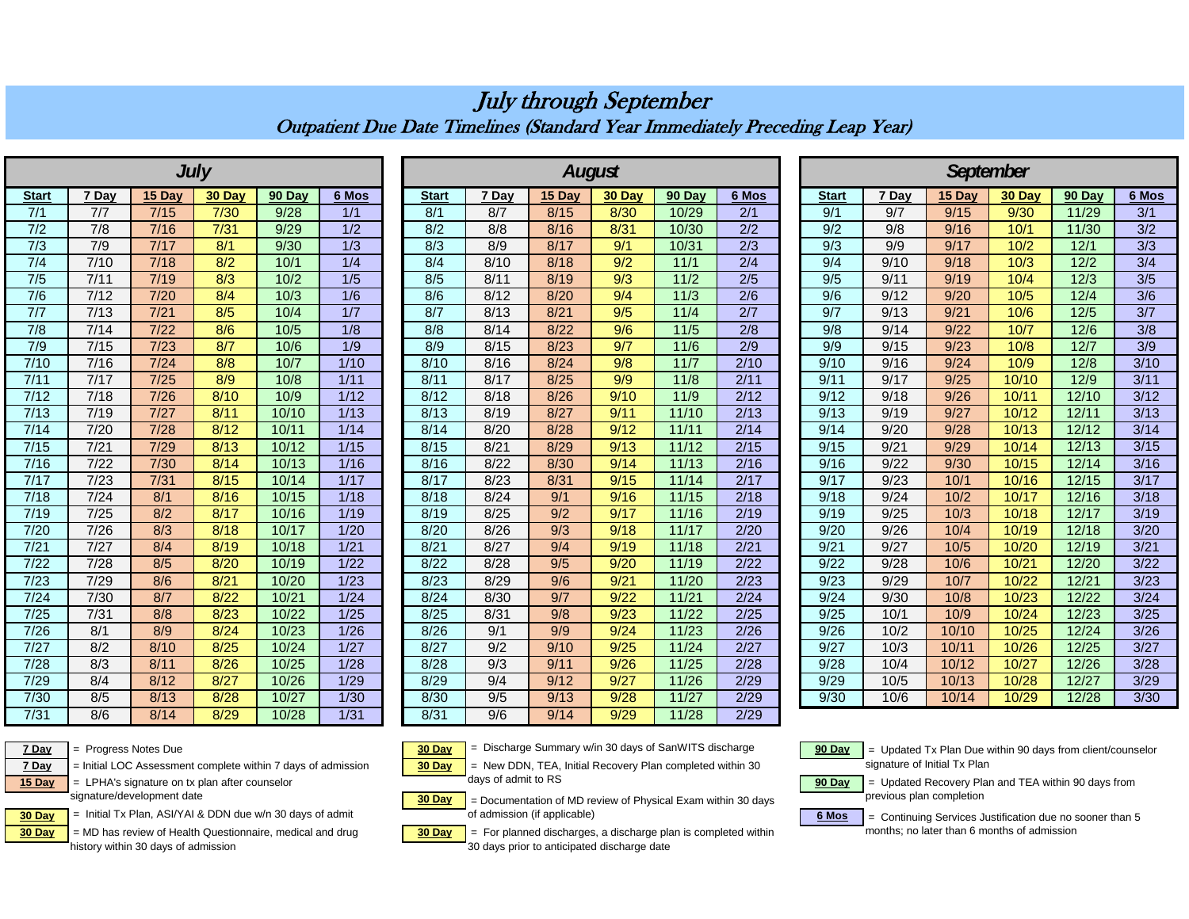# *July through September*

## *Outpatient Due Date Timelines (Standard Year Immediately Preceding Leap Year)*

### July

| Start | 7 Day | 15 Day | 30 Day | 90 Day | 6 Mos |
|---|---|---|---|---|---|
| 7/1 | 7/7 | 7/15 | 7/30 | 9/28 | 1/1 |
| 7/2 | 7/8 | 7/16 | 7/31 | 9/29 | 1/2 |
| 7/3 | 7/9 | 7/17 | 8/1 | 9/30 | 1/3 |
| 7/4 | 7/10 | 7/18 | 8/2 | 10/1 | 1/4 |
| 7/5 | 7/11 | 7/19 | 8/3 | 10/2 | 1/5 |
| 7/6 | 7/12 | 7/20 | 8/4 | 10/3 | 1/6 |
| 7/7 | 7/13 | 7/21 | 8/5 | 10/4 | 1/7 |
| 7/8 | 7/14 | 7/22 | 8/6 | 10/5 | 1/8 |
| 7/9 | 7/15 | 7/23 | 8/7 | 10/6 | 1/9 |
| 7/10 | 7/16 | 7/24 | 8/8 | 10/7 | 1/10 |
| 7/11 | 7/17 | 7/25 | 8/9 | 10/8 | 1/11 |
| 7/12 | 7/18 | 7/26 | 8/10 | 10/9 | 1/12 |
| 7/13 | 7/19 | 7/27 | 8/11 | 10/10 | 1/13 |
| 7/14 | 7/20 | 7/28 | 8/12 | 10/11 | 1/14 |
| 7/15 | 7/21 | 7/29 | 8/13 | 10/12 | 1/15 |
| 7/16 | 7/22 | 7/30 | 8/14 | 10/13 | 1/16 |
| 7/17 | 7/23 | 7/31 | 8/15 | 10/14 | 1/17 |
| 7/18 | 7/24 | 8/1 | 8/16 | 10/15 | 1/18 |
| 7/19 | 7/25 | 8/2 | 8/17 | 10/16 | 1/19 |
| 7/20 | 7/26 | 8/3 | 8/18 | 10/17 | 1/20 |
| 7/21 | 7/27 | 8/4 | 8/19 | 10/18 | 1/21 |
| 7/22 | 7/28 | 8/5 | 8/20 | 10/19 | 1/22 |
| 7/23 | 7/29 | 8/6 | 8/21 | 10/20 | 1/23 |
| 7/24 | 7/30 | 8/7 | 8/22 | 10/21 | 1/24 |
| 7/25 | 7/31 | 8/8 | 8/23 | 10/22 | 1/25 |
| 7/26 | 8/1 | 8/9 | 8/24 | 10/23 | 1/26 |
| 7/27 | 8/2 | 8/10 | 8/25 | 10/24 | 1/27 |
| 7/28 | 8/3 | 8/11 | 8/26 | 10/25 | 1/28 |
| 7/29 | 8/4 | 8/12 | 8/27 | 10/26 | 1/29 |
| 7/30 | 8/5 | 8/13 | 8/28 | 10/27 | 1/30 |
| 7/31 | 8/6 | 8/14 | 8/29 | 10/28 | 1/31 |

### August

| Start | 7 Day | 15 Day | 30 Day | 90 Day | 6 Mos |
|---|---|---|---|---|---|
| 8/1 | 8/7 | 8/15 | 8/30 | 10/29 | 2/1 |
| 8/2 | 8/8 | 8/16 | 8/31 | 10/30 | 2/2 |
| 8/3 | 8/9 | 8/17 | 9/1 | 10/31 | 2/3 |
| 8/4 | 8/10 | 8/18 | 9/2 | 11/1 | 2/4 |
| 8/5 | 8/11 | 8/19 | 9/3 | 11/2 | 2/5 |
| 8/6 | 8/12 | 8/20 | 9/4 | 11/3 | 2/6 |
| 8/7 | 8/13 | 8/21 | 9/5 | 11/4 | 2/7 |
| 8/8 | 8/14 | 8/22 | 9/6 | 11/5 | 2/8 |
| 8/9 | 8/15 | 8/23 | 9/7 | 11/6 | 2/9 |
| 8/10 | 8/16 | 8/24 | 9/8 | 11/7 | 2/10 |
| 8/11 | 8/17 | 8/25 | 9/9 | 11/8 | 2/11 |
| 8/12 | 8/18 | 8/26 | 9/10 | 11/9 | 2/12 |
| 8/13 | 8/19 | 8/27 | 9/11 | 11/10 | 2/13 |
| 8/14 | 8/20 | 8/28 | 9/12 | 11/11 | 2/14 |
| 8/15 | 8/21 | 8/29 | 9/13 | 11/12 | 2/15 |
| 8/16 | 8/22 | 8/30 | 9/14 | 11/13 | 2/16 |
| 8/17 | 8/23 | 8/31 | 9/15 | 11/14 | 2/17 |
| 8/18 | 8/24 | 9/1 | 9/16 | 11/15 | 2/18 |
| 8/19 | 8/25 | 9/2 | 9/17 | 11/16 | 2/19 |
| 8/20 | 8/26 | 9/3 | 9/18 | 11/17 | 2/20 |
| 8/21 | 8/27 | 9/4 | 9/19 | 11/18 | 2/21 |
| 8/22 | 8/28 | 9/5 | 9/20 | 11/19 | 2/22 |
| 8/23 | 8/29 | 9/6 | 9/21 | 11/20 | 2/23 |
| 8/24 | 8/30 | 9/7 | 9/22 | 11/21 | 2/24 |
| 8/25 | 8/31 | 9/8 | 9/23 | 11/22 | 2/25 |
| 8/26 | 9/1 | 9/9 | 9/24 | 11/23 | 2/26 |
| 8/27 | 9/2 | 9/10 | 9/25 | 11/24 | 2/27 |
| 8/28 | 9/3 | 9/11 | 9/26 | 11/25 | 2/28 |
| 8/29 | 9/4 | 9/12 | 9/27 | 11/26 | 2/29 |
| 8/30 | 9/5 | 9/13 | 9/28 | 11/27 | 2/29 |
| 8/31 | 9/6 | 9/14 | 9/29 | 11/28 | 2/29 |

### September

| Start | 7 Day | 15 Day | 30 Day | 90 Day | 6 Mos |
|---|---|---|---|---|---|
| 9/1 | 9/7 | 9/15 | 9/30 | 11/29 | 3/1 |
| 9/2 | 9/8 | 9/16 | 10/1 | 11/30 | 3/2 |
| 9/3 | 9/9 | 9/17 | 10/2 | 12/1 | 3/3 |
| 9/4 | 9/10 | 9/18 | 10/3 | 12/2 | 3/4 |
| 9/5 | 9/11 | 9/19 | 10/4 | 12/3 | 3/5 |
| 9/6 | 9/12 | 9/20 | 10/5 | 12/4 | 3/6 |
| 9/7 | 9/13 | 9/21 | 10/6 | 12/5 | 3/7 |
| 9/8 | 9/14 | 9/22 | 10/7 | 12/6 | 3/8 |
| 9/9 | 9/15 | 9/23 | 10/8 | 12/7 | 3/9 |
| 9/10 | 9/16 | 9/24 | 10/9 | 12/8 | 3/10 |
| 9/11 | 9/17 | 9/25 | 10/10 | 12/9 | 3/11 |
| 9/12 | 9/18 | 9/26 | 10/11 | 12/10 | 3/12 |
| 9/13 | 9/19 | 9/27 | 10/12 | 12/11 | 3/13 |
| 9/14 | 9/20 | 9/28 | 10/13 | 12/12 | 3/14 |
| 9/15 | 9/21 | 9/29 | 10/14 | 12/13 | 3/15 |
| 9/16 | 9/22 | 9/30 | 10/15 | 12/14 | 3/16 |
| 9/17 | 9/23 | 10/1 | 10/16 | 12/15 | 3/17 |
| 9/18 | 9/24 | 10/2 | 10/17 | 12/16 | 3/18 |
| 9/19 | 9/25 | 10/3 | 10/18 | 12/17 | 3/19 |
| 9/20 | 9/26 | 10/4 | 10/19 | 12/18 | 3/20 |
| 9/21 | 9/27 | 10/5 | 10/20 | 12/19 | 3/21 |
| 9/22 | 9/28 | 10/6 | 10/21 | 12/20 | 3/22 |
| 9/23 | 9/29 | 10/7 | 10/22 | 12/21 | 3/23 |
| 9/24 | 9/30 | 10/8 | 10/23 | 12/22 | 3/24 |
| 9/25 | 10/1 | 10/9 | 10/24 | 12/23 | 3/25 |
| 9/26 | 10/2 | 10/10 | 10/25 | 12/24 | 3/26 |
| 9/27 | 10/3 | 10/11 | 10/26 | 12/25 | 3/27 |
| 9/28 | 10/4 | 10/12 | 10/27 | 12/26 | 3/28 |
| 9/29 | 10/5 | 10/13 | 10/28 | 12/27 | 3/29 |
| 9/30 | 10/6 | 10/14 | 10/29 | 12/28 | 3/30 |

**7 Day** = Progress Notes Due

**7 Day** = Initial LOC Assessment complete within 7 days of admission

**15 Day** = LPHA's signature on tx plan after counselor signature/development date

**30 Day** = Initial Tx Plan, ASI/YAI & DDN due w/n 30 days of admit

**30 Day** = MD has review of Health Questionnaire, medical and drug history within 30 days of admission

**30 Day** = Discharge Summary w/in 30 days of SanWITS discharge

**30 Day** = New DDN, TEA, Initial Recovery Plan completed within 30 days of admit to RS

**30 Day** = Documentation of MD review of Physical Exam within 30 days of admission (if applicable)

**30 Day** = For planned discharges, a discharge plan is completed within 30 days prior to anticipated discharge date

**90 Day** = Updated Tx Plan Due within 90 days from client/counselor signature of Initial Tx Plan

**90 Day** = Updated Recovery Plan and TEA within 90 days from previous plan completion

**6 Mos** = Continuing Services Justification due no sooner than 5 months; no later than 6 months of admission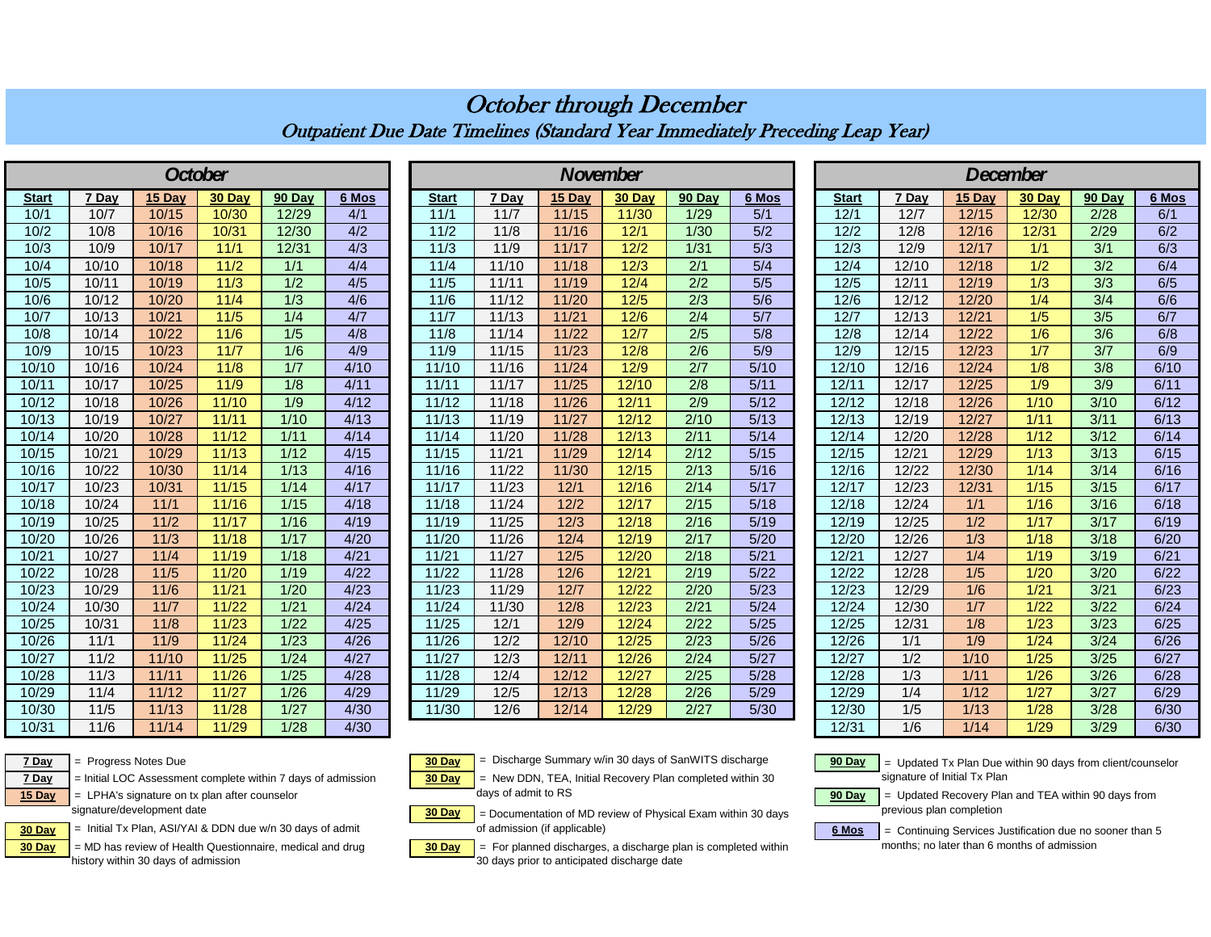# *October through December*

## *Outpatient Due Date Timelines (Standard Year Immediately Preceding Leap Year)*

### *October*

| Start | 7 Day | 15 Day | 30 Day | 90 Day | 6 Mos |
|---|---|---|---|---|---|
| 10/1 | 10/7 | 10/15 | 10/30 | 12/29 | 4/1 |
| 10/2 | 10/8 | 10/16 | 10/31 | 12/30 | 4/2 |
| 10/3 | 10/9 | 10/17 | 11/1 | 12/31 | 4/3 |
| 10/4 | 10/10 | 10/18 | 11/2 | 1/1 | 4/4 |
| 10/5 | 10/11 | 10/19 | 11/3 | 1/2 | 4/5 |
| 10/6 | 10/12 | 10/20 | 11/4 | 1/3 | 4/6 |
| 10/7 | 10/13 | 10/21 | 11/5 | 1/4 | 4/7 |
| 10/8 | 10/14 | 10/22 | 11/6 | 1/5 | 4/8 |
| 10/9 | 10/15 | 10/23 | 11/7 | 1/6 | 4/9 |
| 10/10 | 10/16 | 10/24 | 11/8 | 1/7 | 4/10 |
| 10/11 | 10/17 | 10/25 | 11/9 | 1/8 | 4/11 |
| 10/12 | 10/18 | 10/26 | 11/10 | 1/9 | 4/12 |
| 10/13 | 10/19 | 10/27 | 11/11 | 1/10 | 4/13 |
| 10/14 | 10/20 | 10/28 | 11/12 | 1/11 | 4/14 |
| 10/15 | 10/21 | 10/29 | 11/13 | 1/12 | 4/15 |
| 10/16 | 10/22 | 10/30 | 11/14 | 1/13 | 4/16 |
| 10/17 | 10/23 | 10/31 | 11/15 | 1/14 | 4/17 |
| 10/18 | 10/24 | 11/1 | 11/16 | 1/15 | 4/18 |
| 10/19 | 10/25 | 11/2 | 11/17 | 1/16 | 4/19 |
| 10/20 | 10/26 | 11/3 | 11/18 | 1/17 | 4/20 |
| 10/21 | 10/27 | 11/4 | 11/19 | 1/18 | 4/21 |
| 10/22 | 10/28 | 11/5 | 11/20 | 1/19 | 4/22 |
| 10/23 | 10/29 | 11/6 | 11/21 | 1/20 | 4/23 |
| 10/24 | 10/30 | 11/7 | 11/22 | 1/21 | 4/24 |
| 10/25 | 10/31 | 11/8 | 11/23 | 1/22 | 4/25 |
| 10/26 | 11/1 | 11/9 | 11/24 | 1/23 | 4/26 |
| 10/27 | 11/2 | 11/10 | 11/25 | 1/24 | 4/27 |
| 10/28 | 11/3 | 11/11 | 11/26 | 1/25 | 4/28 |
| 10/29 | 11/4 | 11/12 | 11/27 | 1/26 | 4/29 |
| 10/30 | 11/5 | 11/13 | 11/28 | 1/27 | 4/30 |
| 10/31 | 11/6 | 11/14 | 11/29 | 1/28 | 4/30 |

### *November*

| Start | 7 Day | 15 Day | 30 Day | 90 Day | 6 Mos |
|---|---|---|---|---|---|
| 11/1 | 11/7 | 11/15 | 11/30 | 1/29 | 5/1 |
| 11/2 | 11/8 | 11/16 | 12/1 | 1/30 | 5/2 |
| 11/3 | 11/9 | 11/17 | 12/2 | 1/31 | 5/3 |
| 11/4 | 11/10 | 11/18 | 12/3 | 2/1 | 5/4 |
| 11/5 | 11/11 | 11/19 | 12/4 | 2/2 | 5/5 |
| 11/6 | 11/12 | 11/20 | 12/5 | 2/3 | 5/6 |
| 11/7 | 11/13 | 11/21 | 12/6 | 2/4 | 5/7 |
| 11/8 | 11/14 | 11/22 | 12/7 | 2/5 | 5/8 |
| 11/9 | 11/15 | 11/23 | 12/8 | 2/6 | 5/9 |
| 11/10 | 11/16 | 11/24 | 12/9 | 2/7 | 5/10 |
| 11/11 | 11/17 | 11/25 | 12/10 | 2/8 | 5/11 |
| 11/12 | 11/18 | 11/26 | 12/11 | 2/9 | 5/12 |
| 11/13 | 11/19 | 11/27 | 12/12 | 2/10 | 5/13 |
| 11/14 | 11/20 | 11/28 | 12/13 | 2/11 | 5/14 |
| 11/15 | 11/21 | 11/29 | 12/14 | 2/12 | 5/15 |
| 11/16 | 11/22 | 11/30 | 12/15 | 2/13 | 5/16 |
| 11/17 | 11/23 | 12/1 | 12/16 | 2/14 | 5/17 |
| 11/18 | 11/24 | 12/2 | 12/17 | 2/15 | 5/18 |
| 11/19 | 11/25 | 12/3 | 12/18 | 2/16 | 5/19 |
| 11/20 | 11/26 | 12/4 | 12/19 | 2/17 | 5/20 |
| 11/21 | 11/27 | 12/5 | 12/20 | 2/18 | 5/21 |
| 11/22 | 11/28 | 12/6 | 12/21 | 2/19 | 5/22 |
| 11/23 | 11/29 | 12/7 | 12/22 | 2/20 | 5/23 |
| 11/24 | 11/30 | 12/8 | 12/23 | 2/21 | 5/24 |
| 11/25 | 12/1 | 12/9 | 12/24 | 2/22 | 5/25 |
| 11/26 | 12/2 | 12/10 | 12/25 | 2/23 | 5/26 |
| 11/27 | 12/3 | 12/11 | 12/26 | 2/24 | 5/27 |
| 11/28 | 12/4 | 12/12 | 12/27 | 2/25 | 5/28 |
| 11/29 | 12/5 | 12/13 | 12/28 | 2/26 | 5/29 |
| 11/30 | 12/6 | 12/14 | 12/29 | 2/27 | 5/30 |

### *December*

| Start | 7 Day | 15 Day | 30 Day | 90 Day | 6 Mos |
|---|---|---|---|---|---|
| 12/1 | 12/7 | 12/15 | 12/30 | 2/28 | 6/1 |
| 12/2 | 12/8 | 12/16 | 12/31 | 2/29 | 6/2 |
| 12/3 | 12/9 | 12/17 | 1/1 | 3/1 | 6/3 |
| 12/4 | 12/10 | 12/18 | 1/2 | 3/2 | 6/4 |
| 12/5 | 12/11 | 12/19 | 1/3 | 3/3 | 6/5 |
| 12/6 | 12/12 | 12/20 | 1/4 | 3/4 | 6/6 |
| 12/7 | 12/13 | 12/21 | 1/5 | 3/5 | 6/7 |
| 12/8 | 12/14 | 12/22 | 1/6 | 3/6 | 6/8 |
| 12/9 | 12/15 | 12/23 | 1/7 | 3/7 | 6/9 |
| 12/10 | 12/16 | 12/24 | 1/8 | 3/8 | 6/10 |
| 12/11 | 12/17 | 12/25 | 1/9 | 3/9 | 6/11 |
| 12/12 | 12/18 | 12/26 | 1/10 | 3/10 | 6/12 |
| 12/13 | 12/19 | 12/27 | 1/11 | 3/11 | 6/13 |
| 12/14 | 12/20 | 12/28 | 1/12 | 3/12 | 6/14 |
| 12/15 | 12/21 | 12/29 | 1/13 | 3/13 | 6/15 |
| 12/16 | 12/22 | 12/30 | 1/14 | 3/14 | 6/16 |
| 12/17 | 12/23 | 12/31 | 1/15 | 3/15 | 6/17 |
| 12/18 | 12/24 | 1/1 | 1/16 | 3/16 | 6/18 |
| 12/19 | 12/25 | 1/2 | 1/17 | 3/17 | 6/19 |
| 12/20 | 12/26 | 1/3 | 1/18 | 3/18 | 6/20 |
| 12/21 | 12/27 | 1/4 | 1/19 | 3/19 | 6/21 |
| 12/22 | 12/28 | 1/5 | 1/20 | 3/20 | 6/22 |
| 12/23 | 12/29 | 1/6 | 1/21 | 3/21 | 6/23 |
| 12/24 | 12/30 | 1/7 | 1/22 | 3/22 | 6/24 |
| 12/25 | 12/31 | 1/8 | 1/23 | 3/23 | 6/25 |
| 12/26 | 1/1 | 1/9 | 1/24 | 3/24 | 6/26 |
| 12/27 | 1/2 | 1/10 | 1/25 | 3/25 | 6/27 |
| 12/28 | 1/3 | 1/11 | 1/26 | 3/26 | 6/28 |
| 12/29 | 1/4 | 1/12 | 1/27 | 3/27 | 6/29 |
| 12/30 | 1/5 | 1/13 | 1/28 | 3/28 | 6/30 |
| 12/31 | 1/6 | 1/14 | 1/29 | 3/29 | 6/30 |

- **7 Day** = Progress Notes Due
- **7 Day** = Initial LOC Assessment complete within 7 days of admission
- **15 Day** = LPHA's signature on tx plan after counselor signature/development date
- **30 Day** = Initial Tx Plan, ASI/YAI & DDN due w/n 30 days of admit
- **30 Day** = MD has review of Health Questionnaire, medical and drug history within 30 days of admission
- **30 Day** = Discharge Summary w/in 30 days of SanWITS discharge
- **30 Day** = New DDN, TEA, Initial Recovery Plan completed within 30 days of admit to RS
- **30 Day** = Documentation of MD review of Physical Exam within 30 days of admission (if applicable)
- **30 Day** = For planned discharges, a discharge plan is completed within 30 days prior to anticipated discharge date
- **90 Day** = Updated Tx Plan Due within 90 days from client/counselor signature of Initial Tx Plan
- **90 Day** = Updated Recovery Plan and TEA within 90 days from previous plan completion
- **6 Mos** = Continuing Services Justification due no sooner than 5 months; no later than 6 months of admission